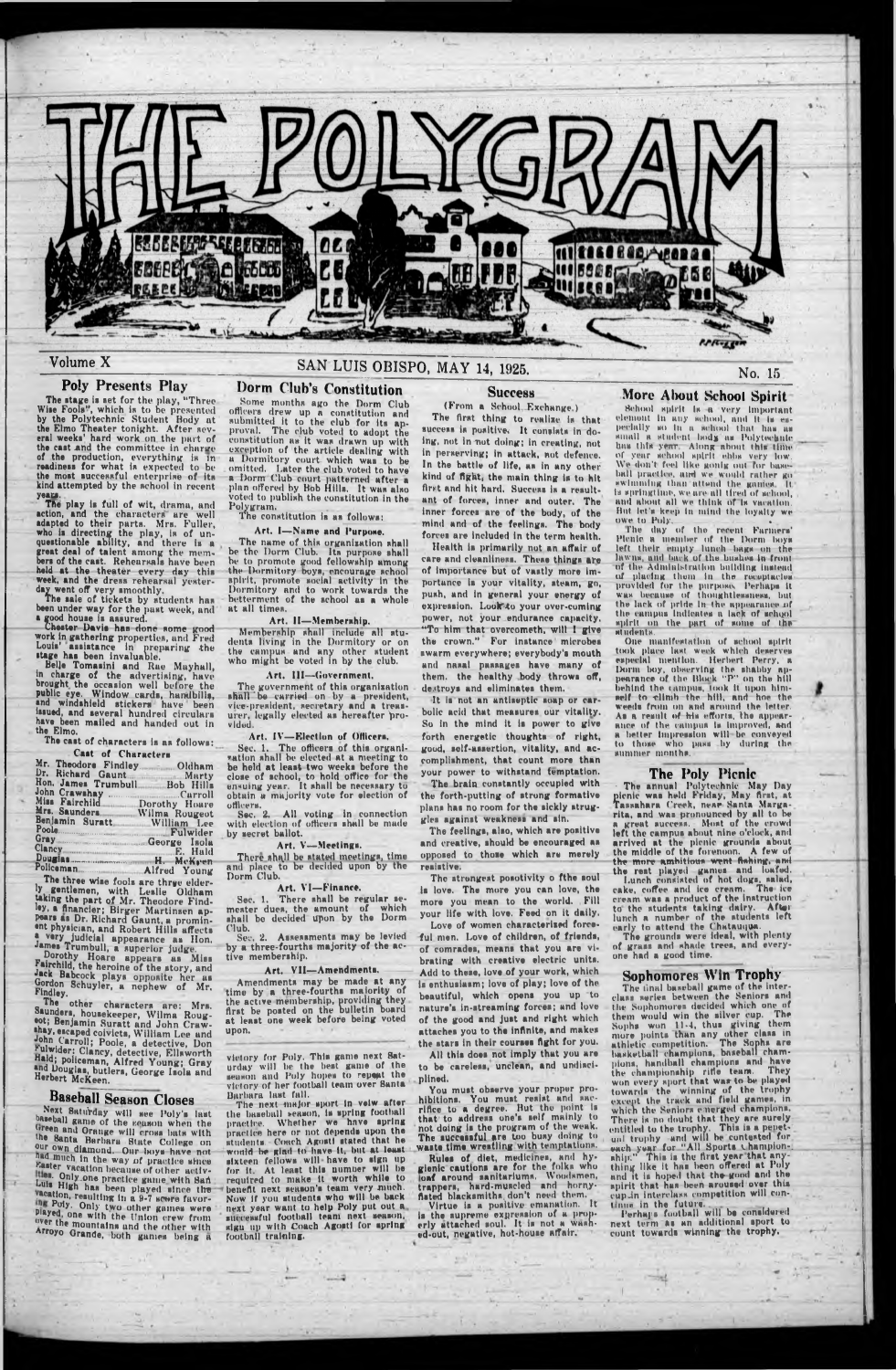# THE POLYGRAM

Volume X — SAN LUIS OBISPO, MAY 14, 1925. — No. 15

## Poly Presents Play

The stage is set for the play, "Three Wise Fools", which is to be presented by the Polytechnic Student Body at the Elmo Theater tonight. After several weeks' hard work on the part of the cast and the committee in charge of the production, everything is in readiness for what is expected to be the most successful enterprise of its kind attempted by the school in recent years.

The play is full of wit, drama, and action, and the characters are well adapted to their parts. Mrs. Fuller, who is directing the play, is of unquestionable ability, and there is a great deal of talent among the members of the cast. Rehearsals have been held at the theater every day this week, and the dress rehearsal yesterday went off very smoothly.

The sale of tickets by students has been under way for the past week, and a good house is assured.

Chester Davis has done some good work in gathering properties, and Fred Louis' assistance in preparing the stage has been invaluable.

Belle Tomasini and Rae Mayhall, in charge of the advertising, have brought the occasion well before the public eye. Window cards, handbills, and windshield stickers have been issued, and several hundred circulars have been mailed and handed out in the Elmo.

The cast of characters is as follows:

**Cast of Characters**

| | |
|---|---|
| Mr. Theodore Findley | Oldham |
| Dr. Richard Gaunt | Marty |
| Hon. James Trumbull | Bob Hills |
| John Crawshay | Carroll |
| Miss Fairchild | Dorothy Hoare |
| Mrs. Saunders | Wilma Rougeot |
| Benjamin Suratt | William Lee |
| Poole | Fulwider |
| Gray | George Isola |
| Clancy | E. Hald |
| Douglas | H. McKeen |
| Policeman | Alfred Young |

The three wise fools are three elderly gentlemen, with Leslie Oldham taking the part of Mr. Theodore Findley, a financier; Birger Martinsen appears as Dr. Richard Gaunt, a prominent physician, and Robert Hills affects a very judicial appearance as Hon. James Trumbull, a superior judge.

Dorothy Hoare appears as Miss Fairchild, the heroine of the story, and Jack Babcock plays opposite her as Gordon Schuyler, a nephew of Mr. Findley.

The other characters are: Mrs. Saunders, housekeeper, Wilma Rougeot; Benjamin Suratt and John Crawshay, escaped convicts, William Lee and John Carroll; Poole, a detective, Don Fulwider; Clancy, detective, Ellsworth Hald; policeman, Alfred Young; Gray and Douglas, butlers, George Isola and Herbert McKeen.

## Baseball Season Closes

Next Saturday will see Poly's last baseball game of the season when the Green and Orange will cross bats with the Santa Barbara State College on our own diamond. Our boys have not had much in the way of practice since Easter vacation because of other activities. Only one practice game with San Luis High has been played since the vacation, resulting in a 9-7 score favoring Poly. Only two other games were played, one with the Union crew from over the mountains and the other with Arroyo Grande, both games being a victory for Poly. This game next Saturday will be the best game of the season and Poly hopes to repeat the victory of her football team over Santa Barbara last fall.

The next major sport in view after the baseball season, is spring football practice. Whether we have spring practice here or not depends upon the students. Coach Agosti stated that he would be glad to have it, but at least sixteen fellows will have to sign up for it. At least this number will be required to make it worth while to benefit next season's team very much. Now if you students who will be back next year want to help Poly put out a successful football team next season, sign up with Coach Agosti for spring football training.

## Dorm Club's Constitution

Some months ago the Dorm Club officers drew up a constitution and submitted it to the club for its approval. The club voted to adopt the constitution as it was drawn up with exception of the article dealing with a Dormitory court which was to be omitted. Later the club voted to have a Dorm Club court patterned after a plan offered by Bob Hills. It was also voted to publish the constitution in the Polygram.

The constitution is as follows:

**Art. I—Name and Purpose.**

The name of this organization shall be the Dorm Club. Its purpose shall be to promote good fellowship among the Dormitory boys, encourage school spirit, promote social activity in the Dormitory and to work towards the betterment of the school as a whole at all times.

**Art. II—Membership.**

Membership shall include all students living in the Dormitory or on the campus and any other student who might be voted in by the club.

**Art. III—Government.**

The government of this organization shall be carried on by a president, vice-president, secretary and a treasurer, legally elected as hereafter provided.

**Art. IV—Election of Officers.**

Sec. 1. The officers of this organization shall be elected at a meeting to be held at least two weeks before the close of school, to hold office for the ensuing year. It shall be necessary to obtain a majority vote for election of officers.

Sec. 2. All voting in connection with election of officers shall be made by secret ballot.

**Art. V—Meetings.**

There shall be stated meetings, time and place to be decided upon by the Dorm Club.

**Art. VI—Finance.**

Sec. 1. There shall be regular semester dues, the amount of which shall be decided upon by the Dorm Club.

Sec. 2. Assessments may be levied by a three-fourths majority of the active membership.

**Art. VII—Amendments.**

Amendments may be made at any time by a three-fourths majority of the active membership, providing they first be posted on the bulletin board at least one week before being voted upon.

## Success

(From a School Exchange.)

The first thing to realize is that success is positive. It consists in doing, not in not doing; in creating, not in perserving; in attack, not defence. In the battle of life, as in any other kind of fight, the main thing is to hit first and hit hard. Success is a resultant of forces, inner and outer. The inner forces are of the body, of the mind and of the feelings. The body forces are included in the term health.

Health is primarily not an affair of care and cleanliness. These things are of importance but of vastly more importance is your vitality, steam, go, push, and in general your energy of expression. Look to your over-cuming power, not your endurance capacity. "To him that overcometh, will I give the crown." For instance microbes swarm everywhere; everybody's mouth and nasal passages have many of them. the healthy body throws off, destroys and eliminates them.

It is not an antiseptic soap or carbolic acid that measures our vitality. So in the mind it is power to give forth energetic thoughts of right, good, self-assertion, vitality, and accomplishment, that count more than your power to withstand temptation.

The brain constantly occupied with the forth-putting of strong formative plans has no room for the sickly struggles against weakness and sin.

The feelings, also, which are positive and creative, should be encouraged as opposed to those which are merely resistive.

The strongest posotivity o fthe soul is love. The more you can love, the more you mean to the world. Fill your life with love. Feed on it daily. Love of women characterized forceful men. Love of children, of friends, of comrades, means that you are vibrating with creative electric units. Add to these, love of your work, which is enthusiasm; love of play; love of the beautiful, which opens you up to nature's in-streaming forces; and love of the good and just and right which attaches you to the infinite, and makes the stars in their courses fight for you.

All this does not imply that you are to be careless, unclean, and undisciplined.

You must observe your proper prohibitions. You must resist and sacrifice to a degree. But the point is that to address one's self mainly to not doing is the program of the weak. The successful are too busy doing to waste time wrestling with temptations.

Rules of diet, medicines, and hygienic cautions are for the folks who loaf around sanitariums. Woodsmen, trappers, hard-muscled and hornyfisted blacksmiths don't need them.

Virtue is a positive emanation. It is the supreme expression of a properly attached soul. It is not a washed-out, negative, hot-house affair.

## More About School Spirit

School spirit is a very important element in any school, and it is especially so in a school that has as small a student body as Polytechnic has this year. Along about this time of year school spirit ebbs very low. We don't feel like going out for baseball practice, and we would rather go swimming than attend the games. It is springtime, we are all tired of school, and about all we think of is vacation. But let's keep in mind the loyalty we owe to Poly.

The day of the recent Farmers' Picnic a member of the Dorm boys left their empty lunch bags on the lawns and back of the bushes in front of the Administration building instead of placing them in the receptacles provided for the purpose. Perhaps it was because of thoughtlessness, but the lack of pride in the appearance of the campus indicates a lack of school spirit on the part of some of the students.

One manifestation of school spirit took place last week which deserves especial mention. Herbert Perry, a Dorm boy, observing the shabby appearance of the Block "P" on the hill behind the campus, took it upon himself to climb the hill, and hoe the weeds from on and around the letter. As a result of his efforts, the appearance of the campus is improved, and a better impression will be conveyed to those who pass by during the summer months.

## The Poly Picnic

The annual Polytechnic May Day picnic was held Friday, May first, at Tassahara Creek, near Santa Margarita, and was pronounced by all to be a great success. Most of the crowd left the campus about nine o'clock, and arrived at the picnic grounds about the middle of the forenoon. A few of the more ambitious went fishing, and the rest played games and loafed.

Lunch consisted of hot dogs, salad, cake, coffee and ice cream. The ice cream was a product of the instruction to the students taking dairy. After lunch a number of the students left early to attend the Chatauqua.

The grounds were ideal, with plenty of grass and shade trees, and everyone had a good time.

## Sophomores Win Trophy

The final baseball game of the interclass series between the Seniors and the Sophomores decided which one of them would win the silver cup. The Sophs won 11-4, thus giving them more points than any other class in athletic competition. The Sophs are basketball champions, baseball champions, handball champions and have the championship rifle team. They won every sport that was to be played towards the winning of the trophy except the track and field games, in which the Seniors emerged champions. There is no doubt that they are surely entitled to the trophy. This is a perpetual trophy and will be contested for each year for "All Sports Championship." This is the first year that anything like it has been offered at Poly and it is hoped that the good and the spirit that has been aroused over this cup in interclass competition will continue in the future.

Perhaps football will be considered next term as an additional sport to count towards winning the trophy.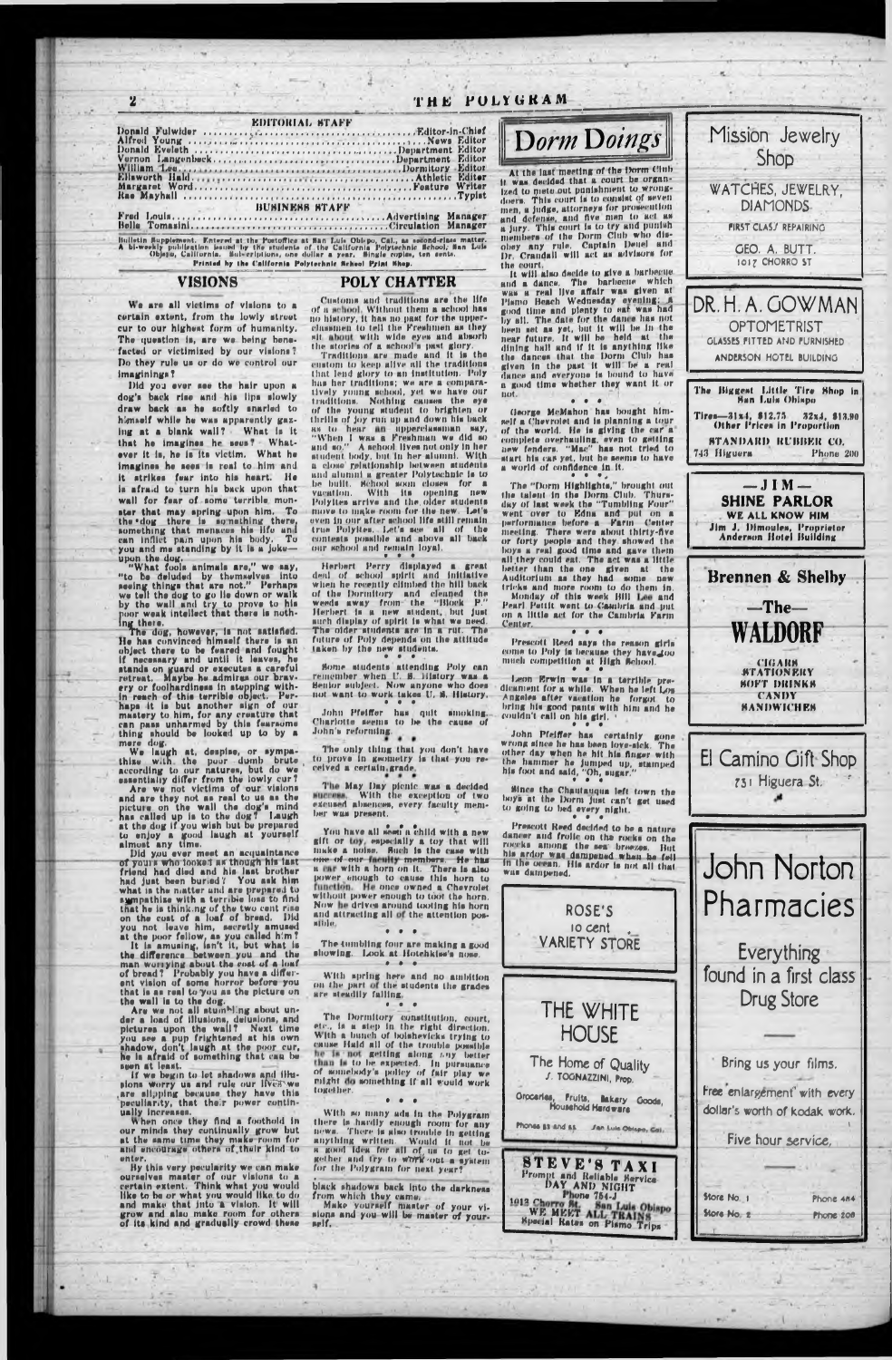# THE POLYGRAM

## EDITORIAL STAFF

| | |
|---|---|
| Donald Fulwider | Editor-in-Chief |
| Alfred Young | News Editor |
| Donald Eveleth | Department Editor |
| Vernon Langenbeck | Department Editor |
| William Lee | Dormitory Editor |
| Ellsworth Hald | Athletic Editor |
| Margaret Word | Feature Writer |
| Rae Mayhall | Typist |

## BUSINESS STAFF

| | |
|---|---|
| Fred Louis | Advertising Manager |
| Belle Tomasini | Circulation Manager |

Bulletin Supplement. Entered at the Postoffice at San Luis Obispo, Cal., as second-class matter. A bi-weekly publication issued by the students of the California Polytechnic School, San Luis Obispo, California. Subscriptions, one dollar a year. Single copies, ten cents.

Printed by the California Polytechnic School Print Shop.

## VISIONS

We are all victims of visions to a certain extent, from the lowly street cur to our highest form of humanity. The question is, are we being benefacted or victimized by our visions? Do they rule us or do we control our imaginings?

Did you ever see the hair upon a dog's back rise and his lips slowly draw back as he softly snarled to himself while he was apparently gazing at a blank wall? What is it that he imagines he sees? Whatever it is, he is its victim. What he imagines he sees is real to him and it strikes fear into his heart. He is afraid to turn his back upon that wall for fear of some terrible monster that may spring upon him. To the dog there is something there, something that menaces his life and can inflict pain upon his body. To you and me standing by it is a joke—upon the dog.

"What fools animals are," we say, "to be deluded by themselves into seeing things that are not." Perhaps we tell the dog to go lie down or walk by the wall and try to prove to his poor weak intellect that there is nothing there.

The dog, however, is not satisfied. He has convinced himself there is an object there to be feared and fought if necessary and until it leaves, he stands on guard or executes a careful retreat. Maybe he admires our bravery or foolhardiness in stepping within reach of this terrible object. Perhaps it is but another sign of our mastery to him, for any creature that can pass unharmed by this fearsome thing should be looked up to by a mere dog.

We laugh at, despise, or sympathize with the poor dumb brute according to our natures, but do we essentially differ from the lowly cur? Are we not victims of our visions and are they not as real to us as the picture on the wall the dog's mind has called up is to the dog? Laugh at the dog if you wish but be prepared to enjoy a good laugh at yourself almost any time.

Did you ever meet an acquaintance of yours who looked as though his last friend had died and his last brother had just been buried? You ask him what is the matter and are prepared to sympathize with a terrible loss to find that he is thinking of the two cent rise on the cost of a loaf of bread. Did you not leave him, secretly amused at the poor fellow, as you called him?

It is amusing, isn't it, but what is the difference between you and the man worrying about the cost of a loaf of bread? Probably you have a different vision of some horror before you that is as real to you as the picture on the wall is to the dog.

Are we not all stumbling about under a load of illusions, delusions, and pictures upon the wall? Next time you see a pup frightened at his own shadow, don't laugh at the poor cur, he is afraid of something that can be seen at least.

If we begin to let shadows and illusions worry us and rule our lives we are slipping because they have this peculiarity, that their power continually increases.

When once they find a foothold in our minds they continually grow but at the same time they make room for and encourage others of their kind to enter.

By this very peculiarity we can make ourselves master of our visions to a certain extent. Think what you would like to be or what you would like to do and make that into a vision. It will grow and also make room for others of its kind and gradually crowd these black shadows back into the darkness from which they came.

Make yourself master of your visions and you will be master of yourself.

## POLY CHATTER

Customs and traditions are the life of a school. Without them a school has no history, it has no past for the upperclassmen to tell the Freshmen as they sit about with wide eyes and absorb the stories of a school's past glory.

Traditions are made and it is the custom to keep alive all the traditions that lend glory to an institution. Poly has her traditions; we are a comparatively young school, yet we have our traditions. Nothing causes the eye of the young student to brighten or thrills of joy run up and down his back as to hear an upperclassman say, "When I was a Freshman we did so and so." A school lives not only in her student body, but in her alumni. With a close relationship between students and alumni a greater Polytechnic is to be built. School soon closes for a vacation. With its opening new Polyites arrive and the older students move to make room for the new. Let's even in our after school life still remain true Polyites. Let's see all of the contests possible and above all back our school and remain loyal.

\* \* \*

Herbert Perry displayed a great deal of school spirit and initiative when he recently climbed the hill back of the Dormitory and cleaned the weeds away from the "Block P." Herbert is a new student, but just such display of spirit is what we need. The older students are in a rut. The future of Poly depends on the attitude taken by the new students.

\* \* \*

Some students attending Poly can remember when U. S. History was a Senior subject. Now anyone who does not want to work takes U. S. History.

\* \* \*

John Pfeiffer has quit smoking. Charlotte seems to be the cause of John's reforming.

\* \* \*

The only thing that you don't have to prove in geometry is that you received a certain grade.

\* \* \*

The May Day picnic was a decided success. With the exception of two excused absences, every faculty member was present.

\* \* \*

You have all seen a child with a new gift or toy, especially a toy that will make a noise. Such is the case with one of our faculty members. He has a car with a horn on it. There is also power enough to cause this horn to function. He once owned a Chevrolet without power enough to toot the horn. Now he drives around tooting his horn and attracting all of the attention possible.

\* \* \*

The tumbling four are making a good showing. Look at Hotchkiss's nose.

\* \* \*

With spring here and no ambition on the part of the students the grades are steadily falling.

\* \* \*

The Dormitory constitution, court, etc., is a step in the right direction. With a bunch of bolshevicks trying to cause Hald all of the trouble possible he is not getting along any better than is to be expected. In pursuance of somebody's policy of fair play we might do something if all would work together.

\* \* \*

With so many ads in the Polygram there is hardly enough room for any news. There is also trouble in getting anything written. Would it not be a good idea for all of us to get together and try to work out a system for the Polygram for next year?

## Dorm Doings

At the last meeting of the Dorm Club it was decided that a court be organized to mete out punishment to wrongdoers. This court is to consist of seven men, a judge, attorneys for prosecution and defense, and five men to act as a jury. This court is to try and punish members of the Dorm Club who disobey any rule. Captain Deuel and Dr. Crandall will act as advisors for the court.

It will also decide to give a barbecue and a dance. The barbecue which was a real live affair was given at Pismo Beach Wednesday evening. A good time and plenty to eat was had by all. The date for the dance has not been set as yet, but it will be in the near future. It will be held at the dining hall and if it is anything like the dances that the Dorm Club has given in the past it will be a real dance and everyone is bound to have a good time whether they want it or not.

\* \* \*

George McMahon has bought himself a Chevrolet and is planning a tour of the world. He is giving the car a complete overhauling, even to getting new fenders. "Mac" has not tried to start his car yet, but he seems to have a world of confidence in it.

\* \* \*

The "Dorm Highlights," brought out the talent in the Dorm Club. Thursday of last week the "Tumbling Four" went over to Edna and put on a performance before a Farm Center meeting. There were about thirty-five or forty people and they showed the boys a real good time and gave them all they could eat. The act was a little better than the one given at the Auditorium as they had some new tricks and more room to do them in.

Monday of this week Bill Lee and Pearl Pettit went to Cambria and put on a little act for the Cambria Farm Center.

\* \* \*

Prescott Reed says the reason girls come to Poly is because they have too much competition at High School.

\* \* \*

Leon Erwin was in a terrible predicament for a while. When he left Los Angeles after vacation he forgot to bring his good pants with him and he couldn't call on his girl.

\* \* \*

John Pfeiffer has certainly gone wrong since he has been love-sick. The other day when he hit his finger with the hammer he jumped up, stamped his foot and said, "Oh, sugar."

\* \* \*

Since the Chautauqua left town the boys at the Dorm just can't get used to going to bed every night.

\* \* \*

Prescott Reed decided to be a nature dancer and frolic on the rocks on the rocks among the sea breezes. But his ardor was dampened when he fell in the ocean. His ardor is not all that was dampened.

---

**ROSE'S**
10 cent
VARIETY STORE

---

**THE WHITE HOUSE**

The Home of Quality
J. TOGNAZZINI, Prop.

Groceries, Fruits, Bakery Goods, Household Hardware

Phones 23 and 33 San Luis Obispo, Cal.

---

**STEVE'S TAXI**
Prompt and Reliable Service
DAY AND NIGHT
Phone 754-J
1012 Chorro St. San Luis Obispo
WE MEET ALL TRAINS
Special Rates on Pismo Trips

---

**Mission Jewelry Shop**

WATCHES, JEWELRY, DIAMONDS

FIRST CLASS REPAIRING

GEO. A. BUTT.
1017 CHORRO ST

---

**DR. H. A. GOWMAN**
OPTOMETRIST
GLASSES FITTED AND FURNISHED
ANDERSON HOTEL BUILDING

---

**The Biggest Little Tire Shop in San Luis Obispo**

Tires—31x4, $12.75 32x4, $13.90
Other Prices in Proportion

STANDARD RUBBER CO.
743 Higuera Phone 200

---

**—JIM—**
**SHINE PARLOR**
WE ALL KNOW HIM
Jim J. Dimoules, Proprietor
Anderson Hotel Building

---

**Brennen & Shelby**

—The—
**WALDORF**

CIGARS
STATIONERY
SOFT DRINKS
CANDY
SANDWICHES

---

**El Camino Gift Shop**
731 Higuera St.

---

**John Norton Pharmacies**

Everything found in a first class Drug Store

Bring us your films.

Free enlargement with every dollar's worth of kodak work.

Five hour service.

Store No. 1 Phone 484
Store No. 2 Phone 208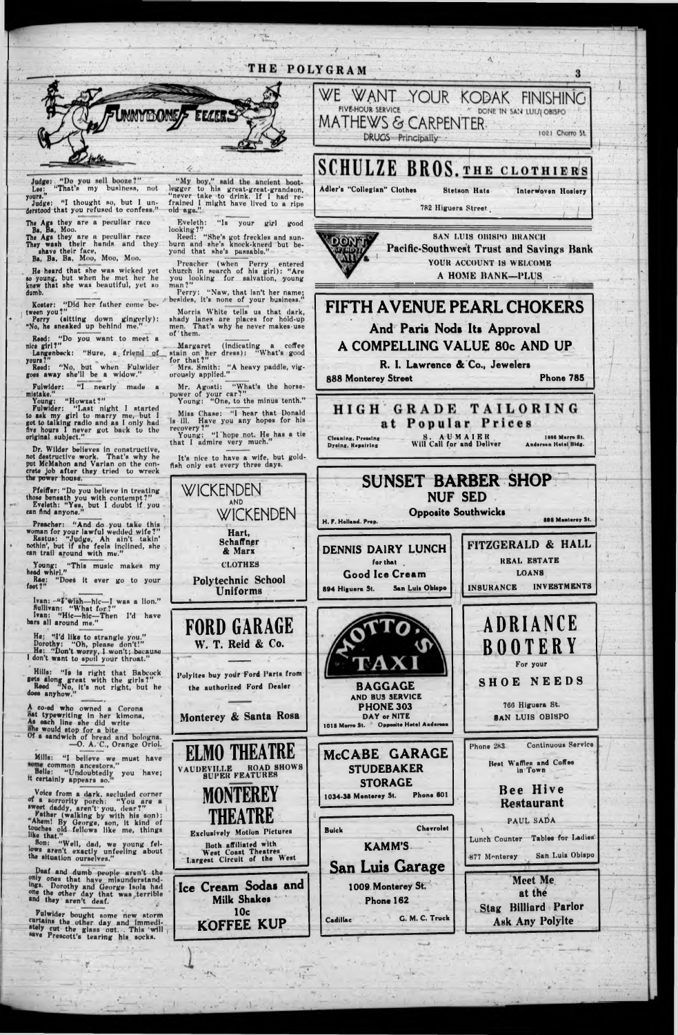# FUNNYBONE FEELERS

Judge: "Do you sell booze?"
Lee: "That's my business, not yours."
Judge: "I thought so, but I understood that you refused to confess."

The Ags they are a peculiar race
Ba, Ba, Moo.
The Ags they are a peculiar race
They wash their hands and they shave their face,
Ba, Ba, Ba, Moo, Moo, Moo.

He heard that she was wicked yet so young, but when he met her he knew that she was beautiful, yet so dumb.

Koster: "Did her father come between you?"
Perry (sitting down gingerly): "No, he sneaked up behind me."

Reed: "Do you want to meet a nice girl?"
Langenbeck: "Sure, a friend of yours?"
Reed: "No, but when Fulwider goes away she'll be a widow."

Fulwider: "I nearly made a mistake."
Young: "Howzat?"
Fulwider: "Last night I started to ask my girl to marry me, but I got to talking radio and as I only had five hours I never got back to the original subject."

Dr. Wilder believes in constructive, not destructive work. That's why he put McMahon and Varian on the concrete job after they tried to wreck the power house.

Pfeiffer: "Do you believe in treating those beneath you with contempt?"
Eveleth: "Yes, but I doubt if you can find anyone."

Preacher: "And do you take this woman for your lawful wedded wife?"
Rastus: "Judge, Ah ain't takin' nothin', but if she feels inclined, she can trail around with me."

Young: "This music makes my head whirl."
Rae: "Does it ever go to your feet?"

Ivan: "I wish—hic—I was a lion."
Sullivan: "What for?"
Ivan: "Hic—hic—Then I'd have bars all around me."

He: "I'd like to strangle you."
Dorothy: "Oh, please don't!"
He: "Don't worry, I won't; because I don't want to spoil your throat."

Hills: "Is is right that Babcock gets along great with the girls?"
Reed "No, it's not right, but he does anyhow."

A co-ed who owned a Corona
Sat typewriting in her kimona,
As each line she did write
She would stop for a bite
Of a sandwich of bread and bologna.
—O. A. C., Orange Oriol.

Mills: "I believe we must have some common ancestors."
Belle: "Undoubtedly you have; it certainly appears so."

Voice from a dark, secluded corner of a sorority porch: "You are a sweet daddy, aren't you, dear?"
Father (walking by with his son): "Ahem! By George, son, it kind of touches old fellows like me, things like that."
Son: "Well, dad, we young fellows aren't exactly unfeeling about the situation ourselves."

Deaf and dumb people aren't the only ones that have misunderstandings. Dorothy and George Isola had one the other day that was terrible and they aren't deaf.

Fulwider bought some new storm curtains the other day and immediately cut the glass out. This will save Prescott's tearing his socks.

"My boy," said the ancient bootlegger to his great-great-grandson, "never take to drink. If I had refrained I might have lived to a ripe old age."

Eveleth: "Is your girl good looking?"
Reed: "She's got freckles and sunburn and she's knock-kneed but beyond that she's passable."

Preacher (when Perry entered church in search of his girl): "Are you looking for salvation, young man?"
Perry: "Naw, that isn't her name; besides, it's none of your business."

Morris White tells us that dark, shady lanes are places for hold-up men. That's why he never makes use of them.

Margaret (indicating a coffee stain on her dress): "What's good for that?"
Mrs. Smith: "A heavy paddle, vigorously applied."

Mr. Agosti: "What's the horsepower of your car?"
Young: "One, to the minus tenth."

Miss Chase: "I hear that Donald is ill. Have you any hopes for his recovery?"
Young: "I hope not. He has a tie that I admire very much."

It's nice to have a wife, but goldfish only eat every three days.

---

**WICKENDEN AND WICKENDEN**
Hart, Schaffner & Marx
CLOTHES
Polytechnic School Uniforms

**FORD GARAGE**
W. T. Reid & Co.
Polyites buy your Ford Parts from the authorized Ford Dealer
Monterey & Santa Rosa

**ELMO THEATRE**
VAUDEVILLE ROAD SHOWS SUPER FEATURES
**MONTEREY THEATRE**
Exclusively Motion Pictures
Both affiliated with West Coast Theatres
Largest Circuit of the West

**Ice Cream Sodas and Milk Shakes 10c**
**KOFFEE KUP**

**WE WANT YOUR KODAK FINISHING**
FIVE-HOUR SERVICE — DONE IN SAN LUIS OBISPO
MATHEWS & CARPENTER
DRUGS Principally — 1021 Chorro St.

**SCHULZE BROS. THE CLOTHIERS**
Adler's "Collegian" Clothes — Stetson Hats — Interwoven Hosiery
782 Higuera Street

SAN LUIS OBISPO BRANCH
**Pacific-Southwest Trust and Savings Bank**
YOUR ACCOUNT IS WELCOME
A HOME BANK—PLUS

**FIFTH AVENUE PEARL CHOKERS**
And Paris Nods Its Approval
A COMPELLING VALUE 80c AND UP
R. I. Lawrence & Co., Jewelers
888 Monterey Street — Phone 785

**HIGH GRADE TAILORING at Popular Prices**
Cleaning, Pressing, Dyeing, Repairing
S. AUMAIER — Will Call for and Deliver
1066 Morro St. Anderson Hotel Bldg.

**SUNSET BARBER SHOP**
NUF SED
Opposite Southwicks
H. F. Holland. Prop. — 888 Monterey St.

**DENNIS DAIRY LUNCH**
for that
Good Ice Cream
894 Higuera St. San Luis Obispo

**FITZGERALD & HALL**
REAL ESTATE
LOANS
INSURANCE INVESTMENTS

**OTTO'S TAXI**
BAGGAGE AND BUS SERVICE
PHONE 303
DAY or NITE
1018 Morro St. Opposite Hotel Anderson

**ADRIANCE BOOTERY**
For your
SHOE NEEDS
760 Higuera St.
SAN LUIS OBISPO

**McCABE GARAGE**
STUDEBAKER
STORAGE
1034-38 Monterey St. Phone 601

**Buick — Chevrolet**
**KAMM'S**
**San Luis Garage**
1009 Monterey St.
Phone 162
Cadillac — G. M. C. Truck

Phone 283 — Continuous Service
Best Waffles and Coffee in Town
**Bee Hive Restaurant**
PAUL SADA
Lunch Counter — Tables for Ladies
877 Monterey — San Luis Obispo

**Meet Me at the Stag Billiard Parlor**
**Ask Any Polyite**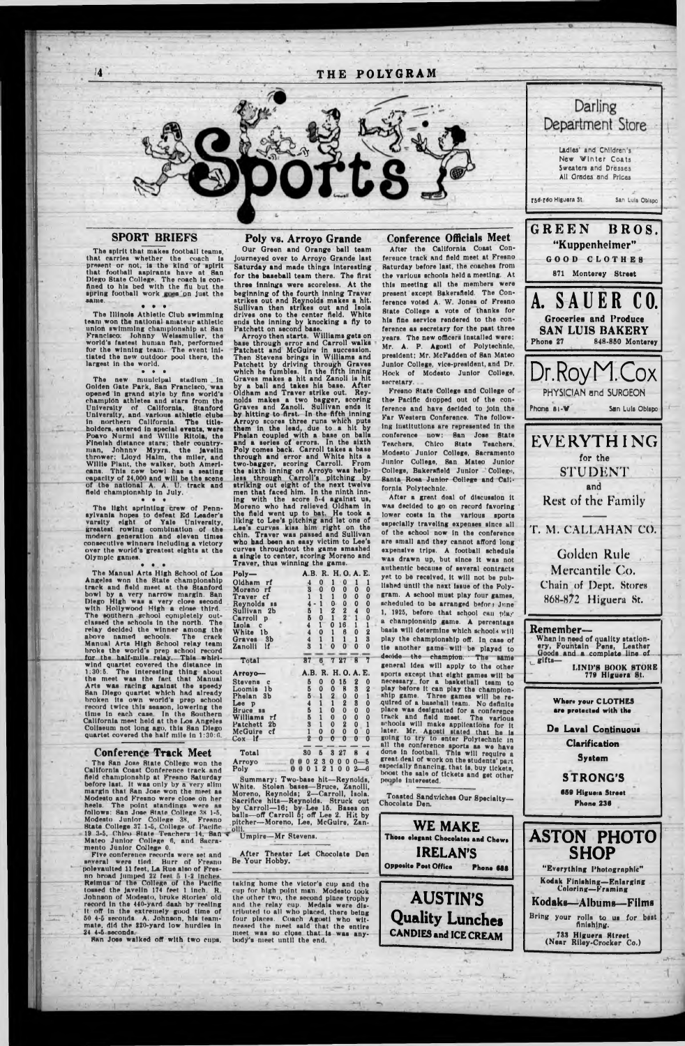# Sports

## SPORT BRIEFS

The spirit that makes football teams, that carries whether the coach is present or not, is the kind of spirit that football aspirants have at San Diego State College. The coach is confined to his bed with the flu but the spring football work goes on just the same.

• • •

The Illinois Athletic Club swimming team won the national amateur athletic union swimming championship at San Francisco. Johnny Weissmuller, the world's fastest human fish, performed for the winning team. The event initiated the new outdoor pool there, the largest in the world.

• • •

The new municipal stadium in Golden Gate Park, San Francisco, was opened in grand style by fine world's champion athletes and stars from the University of California, Stanford University, and various athletic clubs in northern California. The titleholders, entered in special events, were Poavo Nurmi and Willie Ritola, the Finnish distance stars; their countryman, Johnny Myyra, the javelin thrower; Lloyd Hahn, the miler, and Willie Plant, the walker, both Americans. This new bowl has a seating capacity of 24,000 and will be the scene of the national A. A. U. track and field championship in July.

• • •

The light sprinting crew of Pennsylvania hopes to defeat Ed Leader's varsity eight of Yale University, greatest rowing combination of the modern generation and eleven times consecutive winners including a victory over the world's greatest eights at the Olympic games.

• • •

The Manual Arts High School of Los Angeles won the State championship track and field meet at the Stanford bowl by a very narrow margin. San Diego High was a very close second with Hollywood High a close third. The southern school completely outclassed the schools in the north. The relay decided the winner among the above named schools. The crack Manual Arts High School relay team broke the world's prep school record for the half-mile relay. This whirlwind quartet covered the distance in 1:30:5. The interesting thing about the meet was the fact that Manual Arts was racing against the speedy San Diego quartet which had already broken its own world's prep school record twice this season, lowering the time in each case. In the Southern California meet held at the Los Angeles Coliseum not long ago, this San Diego quartet covered the half mile in 1:30:6.

## Conference Track Meet

The San Jose State College won the California Coast Conference track and field championship at Fresno Saturday before last. It was only by a very slim margin that San Jose won the meet as Modesto and Fresno were close on her heels. The point standings were as follows: San Jose State College 38 1-5, Modesto Junior College 38, Fresno State College 37 1-5, College of Pacific 19 3-5, Chico State Teachers 14, San Mateo Junior College 6, and Sacramento Junior College 0.

Five conference records were set and several were tied. Burr of Fresno polevaulted 11 feet, La Rue also of Fresno broad jumped 22 feet 5 1-2 inches. Reimus of the College of the Pacific tossed the javelin 174 feet 1 inch. R. Johnson of Modesto, broke Stories' old record in the 440-yard dash by reeling it off in the extremely good time of 50 4-5 seconds. A. Johnson, his teammate, did the 220-yard low hurdles in 24 4-5 seconds.

San Jose walked off with two cups, taking home the victor's cup and the cup for high point man. Modesto took the other two, the second place trophy and the relay cup. Medals were distributed to all who placed, there being four places. Coach Agosti who witnessed the meet said that the entire meet was so close that is was anybody's meet until the end.

## Poly vs. Arroyo Grande

Our Green and Orange ball team journeyed over to Arroyo Grande last Saturday and made things interesting for the baseball team there. The first three innings were scoreless. At the beginning of the fourth inning Traver strikes out and Reynolds makes a hit. Sullivan then strikes out and Isola drives one to the center field. White ends the inning by knocking a fly to Patchett on second base.

Arroyo then starts. Williams gets on base through error and Carroll walks Patchett and McGuire in succession. Then Stevens brings in Williams and Patchett by driving through Graves which he fumbles. In the fifth inning Graves makes a hit and Zanoli is hit by a ball and takes his base. After Oldham and Traver strike out. Reynolds makes a two bagger, scoring Graves and Zanoli. Sullivan ends it by hitting to first. In the fifth inning Arroyo scores three runs which puts them in the lead, due to a hit by Phelan coupled with a base on balls and a series of errors. In the sixth Poly comes back. Carroll takes a base through error and White hits a two-bagger, scoring Carroll. From the sixth inning on Arroyo was helpless through Carroll's pitching by striking out eight of the next twelve men that faced him. In the ninth inning with the score 5-4 against us, Moreno who had relieved Oldham in the field went up to bat. He took a liking to Lee's pitching and let one of Lee's curves kiss him right on the chin. Traver was passed and Sullivan who had been an easy victim to Lee's curves throughout the game smashed a single to center, scoring Moreno and Traver, thus winning the game.

| Poly— | A.B. | R. | H. | O. | A. | E. |
|---|---|---|---|---|---|---|
| Oldham rf | 4 | 0 | 1 | 0 | 1 | 1 |
| Moreno rf | 3 | 0 | 0 | 0 | 0 | 0 |
| Traver cf | 1 | 1 | 1 | 0 | 0 | 0 |
| Reynolds ss | 4 | 1 | 1 | 0 | 0 | 0 |
| Sullivan 2b | 5 | 1 | 2 | 2 | 4 | 0 |
| Carroll p | 5 | 0 | 1 | 2 | 1 | 0 |
| Isola c | 4 | 1 | 0 | 16 | 1 | 1 |
| White 1b | 4 | 0 | 1 | 6 | 0 | 2 |
| Graves 3b | 4 | 1 | 1 | 1 | 1 | 3 |
| Zanolli lf | 3 | 1 | 0 | 0 | 0 | 0 |
| Total | 37 | 6 | 7 | 27 | 8 | 7 |

| Arroyo— | A.B. | R. | H. | O. | A. | E. |
|---|---|---|---|---|---|---|
| Stevens c | 5 | 0 | 0 | 15 | 2 | 0 |
| Loomis 1b | 5 | 0 | 0 | 8 | 3 | 2 |
| Phelan 3b | 5 | 1 | 2 | 0 | 0 | 1 |
| Lee p | 4 | 1 | 1 | 2 | 8 | 0 |
| Bruce ss | 5 | 1 | 0 | 0 | 0 | 0 |
| Williams rf | 5 | 1 | 0 | 0 | 0 | 0 |
| Patchett 2b | 3 | 1 | 0 | 2 | 0 | 1 |
| McGuire cf | 1 | 0 | 0 | 0 | 0 | 0 |
| Cox lf | 2 | 0 | 0 | 0 | 0 | 0 |
| Total | 30 | 5 | 3 | 27 | 8 | 4 |

| | | | | | | | | | | |
|---|---|---|---|---|---|---|---|---|---|---|
| Arroyo | 0 | 0 | 0 | 2 | 3 | 0 | 0 | 0 | 0 | —5 |
| Poly | 0 | 0 | 0 | 1 | 2 | 1 | 0 | 0 | 2 | —6 |

Summary: Two-base hit—Reynolds, White. Stolen bases—Bruce, Zanolli, Moreno, Reynolds; 2—Carroll, Isola. Sacrifice hits—Reynolds. Struck out by Carroll—16; by Lee 15. Bases on balls—off Carroll 5; off Lee 2. Hit by pitcher—Moreno, Lee, McGuire, Zanolli.

Umpire—Mr Stevens.

After Theater Let Chocolate Den Be Your Hobby.

## Conference Officials Meet

After the California Coast Conference track and field meet at Fresno Saturday before last, the coaches from the various schools held a meeting. At this meeting all the members were present except Bakersfield. The Conference voted A. W. Jones of Fresno State College a vote of thanks for his fine service rendered to the conference as secretary for the past three years. The new officers installed were: Mr. A. P. Agosti of Polytechnic, president; Mr. McFadden of San Mateo Junior College, vice-president, and Dr. Hock of Modesto Junior College, secretary.

Fresno State College and College of the Pacific dropped out of the conference and have decided to join the Far Western Conference. The following institutions are represented in the conference now: San Jose State Teachers, Chico State Teachers, Modesto Junior College, Sacramento Junior College, San Mateo Junior College, Bakersfield Junior College, Santa Rosa Junior College and California Polytechnic.

After a great deal of discussion it was decided to go on record favoring lower costs in the various sports especially traveling expenses since all of the school now in the conference are small and they cannot afford long expensive trips. A football schedule was drawn up, but since it was not authentic because of several contracts yet to be received, it will not be published until the next issue of the Polygram. A school must play four games, scheduled to be arranged before June 1, 1925, before that school can play a championship game. A percentage basis will determine which schools will play the championship off. In case of tie another game will be played to decide the champion. The same general idea will apply to the other sports except that eight games will be necessary for a basketball team to play before it can play the championship game. Three games will be required of a baseball team. No definite place was designated for a conference track and field meet. The various schools will make applications for it later. Mr. Agosti stated that he is going to try to enter Polytechnic in all the conference sports as we have done in football. This will require a great deal of work on the students' part especially financing, that is, buy tickets, boost the sale of tickets and get other people interested.

Toasted Sandwiches Our Specialty—Chocolate Den.

---

**WE MAKE** These elegant Chocolates and Chews
**IRELAN'S**
Opposite Post Office Phone 686

**AUSTIN'S**
**Quality Lunches**
**CANDIES and ICE CREAM**

**Darling Department Store**
Ladies' and Children's New Winter Coats Sweaters and Dresses All Grades and Prices
756-760 Higuera St. San Luis Obispo

**GREEN BROS.**
"Kuppenheimer"
GOOD CLOTHES
871 Monterey Street

**A. SAUER CO.**
Groceries and Produce
SAN LUIS BAKERY
Phone 27 848-850 Monterey

**Dr. Roy M. Cox**
PHYSICIAN and SURGEON
Phone 81-W San Luis Obispo

**EVERYTHING** for the **STUDENT** and Rest of the Family
T. M. CALLAHAN CO.

**Golden Rule Mercantile Co.**
Chain of Dept. Stores
868-872 Higuera St.

**Remember—**
When in need of quality stationery, Fountain Pens, Leather Goods and a complete line of gifts—
LIND'S BOOK STORE
779 Higuera St.

Where your CLOTHES are protected with the
**De Laval Continuous Clarification System**
**STRONG'S**
659 Higuera Street
Phone 236

**ASTON PHOTO SHOP**
"Everything Photographic"
Kodak Finishing—Enlarging Coloring—Framing
**Kodaks—Albums—Films**
Bring your rolls to us for best finishing.
733 Higuera Street
(Near Riley-Crocker Co.)